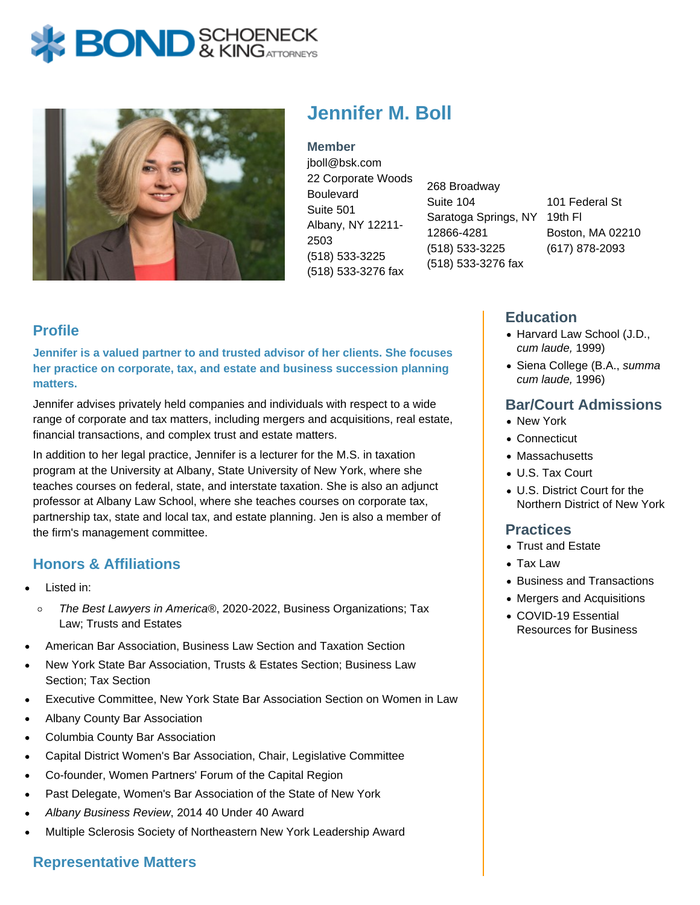# Jennifer M. Boll

**Member**
jboll@bsk.com

22 Corporate Woods Boulevard
Suite 501
Albany, NY 12211-2503
(518) 533-3225
(518) 533-3276 fax

268 Broadway
Suite 104
Saratoga Springs, NY 12866-4281
(518) 533-3225
(518) 533-3276 fax

101 Federal St
19th Fl
Boston, MA 02210
(617) 878-2093

## Profile

**Jennifer is a valued partner to and trusted advisor of her clients. She focuses her practice on corporate, tax, and estate and business succession planning matters.**

Jennifer advises privately held companies and individuals with respect to a wide range of corporate and tax matters, including mergers and acquisitions, real estate, financial transactions, and complex trust and estate matters.

In addition to her legal practice, Jennifer is a lecturer for the M.S. in taxation program at the University at Albany, State University of New York, where she teaches courses on federal, state, and interstate taxation. She is also an adjunct professor at Albany Law School, where she teaches courses on corporate tax, partnership tax, state and local tax, and estate planning. Jen is also a member of the firm's management committee.

## Honors & Affiliations

- Listed in:
  - *The Best Lawyers in America*®, 2020-2022, Business Organizations; Tax Law; Trusts and Estates
- American Bar Association, Business Law Section and Taxation Section
- New York State Bar Association, Trusts & Estates Section; Business Law Section; Tax Section
- Executive Committee, New York State Bar Association Section on Women in Law
- Albany County Bar Association
- Columbia County Bar Association
- Capital District Women's Bar Association, Chair, Legislative Committee
- Co-founder, Women Partners' Forum of the Capital Region
- Past Delegate, Women's Bar Association of the State of New York
- *Albany Business Review*, 2014 40 Under 40 Award
- Multiple Sclerosis Society of Northeastern New York Leadership Award

## Representative Matters

## Education

- Harvard Law School (J.D., *cum laude,* 1999)
- Siena College (B.A., *summa cum laude,* 1996)

## Bar/Court Admissions

- New York
- Connecticut
- Massachusetts
- U.S. Tax Court
- U.S. District Court for the Northern District of New York

## Practices

- Trust and Estate
- Tax Law
- Business and Transactions
- Mergers and Acquisitions
- COVID-19 Essential Resources for Business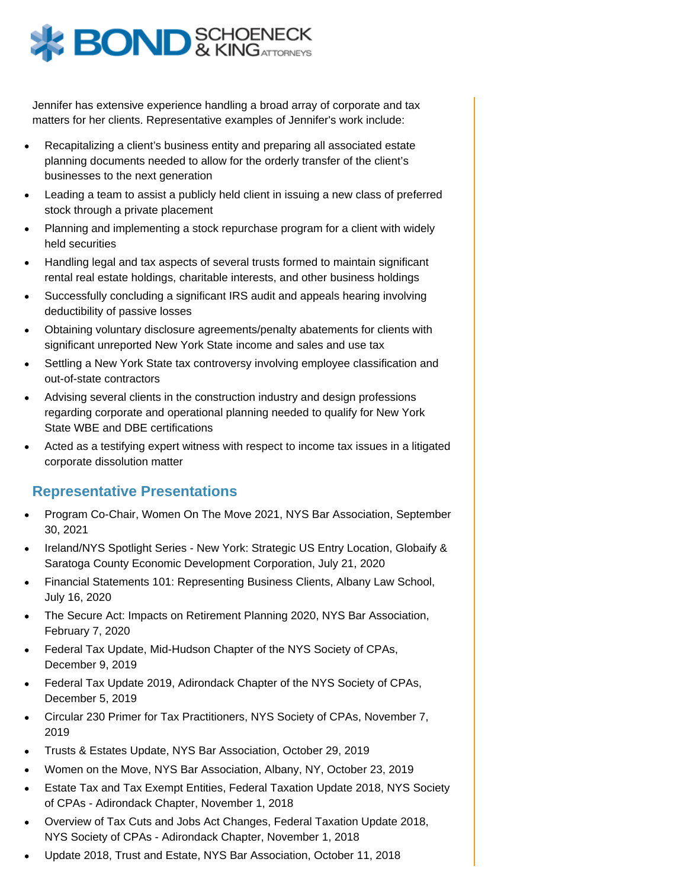Jennifer has extensive experience handling a broad array of corporate and tax matters for her clients. Representative examples of Jennifer's work include:

- Recapitalizing a client's business entity and preparing all associated estate planning documents needed to allow for the orderly transfer of the client's businesses to the next generation
- Leading a team to assist a publicly held client in issuing a new class of preferred stock through a private placement
- Planning and implementing a stock repurchase program for a client with widely held securities
- Handling legal and tax aspects of several trusts formed to maintain significant rental real estate holdings, charitable interests, and other business holdings
- Successfully concluding a significant IRS audit and appeals hearing involving deductibility of passive losses
- Obtaining voluntary disclosure agreements/penalty abatements for clients with significant unreported New York State income and sales and use tax
- Settling a New York State tax controversy involving employee classification and out-of-state contractors
- Advising several clients in the construction industry and design professions regarding corporate and operational planning needed to qualify for New York State WBE and DBE certifications
- Acted as a testifying expert witness with respect to income tax issues in a litigated corporate dissolution matter

## Representative Presentations

- Program Co-Chair, Women On The Move 2021, NYS Bar Association, September 30, 2021
- Ireland/NYS Spotlight Series - New York: Strategic US Entry Location, Globaify & Saratoga County Economic Development Corporation, July 21, 2020
- Financial Statements 101: Representing Business Clients, Albany Law School, July 16, 2020
- The Secure Act: Impacts on Retirement Planning 2020, NYS Bar Association, February 7, 2020
- Federal Tax Update, Mid-Hudson Chapter of the NYS Society of CPAs, December 9, 2019
- Federal Tax Update 2019, Adirondack Chapter of the NYS Society of CPAs, December 5, 2019
- Circular 230 Primer for Tax Practitioners, NYS Society of CPAs, November 7, 2019
- Trusts & Estates Update, NYS Bar Association, October 29, 2019
- Women on the Move, NYS Bar Association, Albany, NY, October 23, 2019
- Estate Tax and Tax Exempt Entities, Federal Taxation Update 2018, NYS Society of CPAs - Adirondack Chapter, November 1, 2018
- Overview of Tax Cuts and Jobs Act Changes, Federal Taxation Update 2018, NYS Society of CPAs - Adirondack Chapter, November 1, 2018
- Update 2018, Trust and Estate, NYS Bar Association, October 11, 2018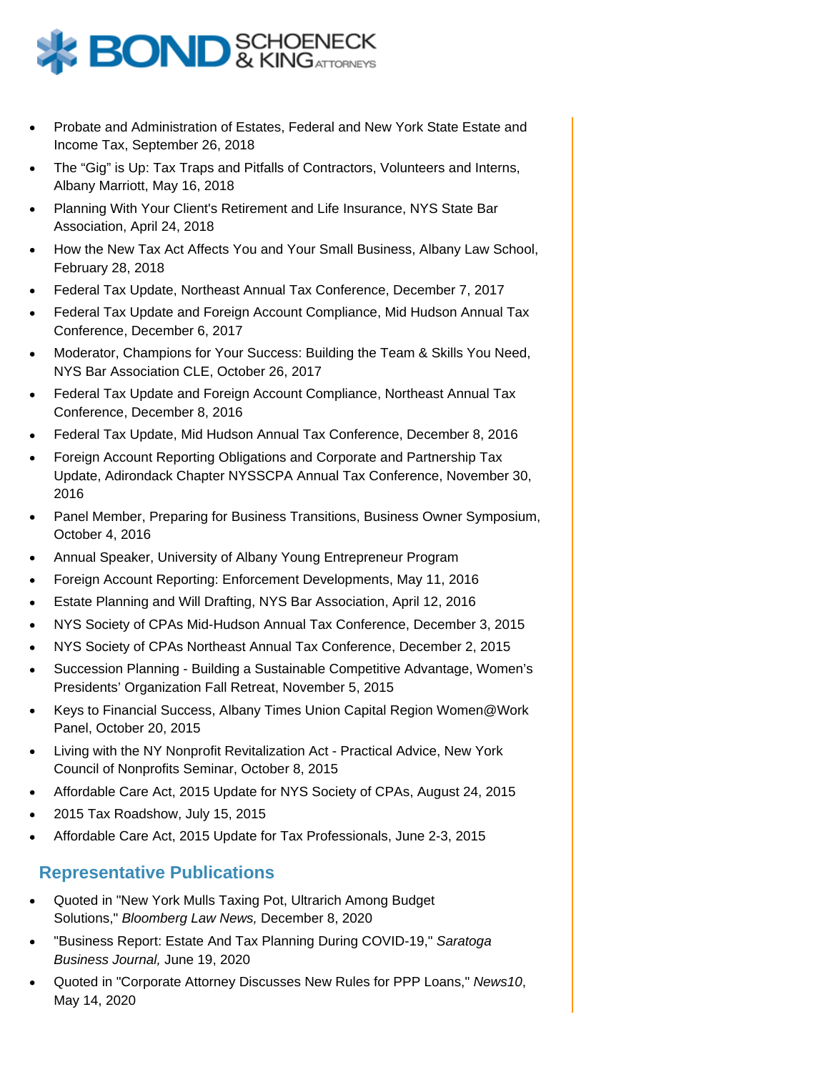- Probate and Administration of Estates, Federal and New York State Estate and Income Tax, September 26, 2018
- The “Gig” is Up: Tax Traps and Pitfalls of Contractors, Volunteers and Interns, Albany Marriott, May 16, 2018
- Planning With Your Client's Retirement and Life Insurance, NYS State Bar Association, April 24, 2018
- How the New Tax Act Affects You and Your Small Business, Albany Law School, February 28, 2018
- Federal Tax Update, Northeast Annual Tax Conference, December 7, 2017
- Federal Tax Update and Foreign Account Compliance, Mid Hudson Annual Tax Conference, December 6, 2017
- Moderator, Champions for Your Success: Building the Team & Skills You Need, NYS Bar Association CLE, October 26, 2017
- Federal Tax Update and Foreign Account Compliance, Northeast Annual Tax Conference, December 8, 2016
- Federal Tax Update, Mid Hudson Annual Tax Conference, December 8, 2016
- Foreign Account Reporting Obligations and Corporate and Partnership Tax Update, Adirondack Chapter NYSSCPA Annual Tax Conference, November 30, 2016
- Panel Member, Preparing for Business Transitions, Business Owner Symposium, October 4, 2016
- Annual Speaker, University of Albany Young Entrepreneur Program
- Foreign Account Reporting: Enforcement Developments, May 11, 2016
- Estate Planning and Will Drafting, NYS Bar Association, April 12, 2016
- NYS Society of CPAs Mid-Hudson Annual Tax Conference, December 3, 2015
- NYS Society of CPAs Northeast Annual Tax Conference, December 2, 2015
- Succession Planning - Building a Sustainable Competitive Advantage, Women’s Presidents’ Organization Fall Retreat, November 5, 2015
- Keys to Financial Success, Albany Times Union Capital Region Women@Work Panel, October 20, 2015
- Living with the NY Nonprofit Revitalization Act - Practical Advice, New York Council of Nonprofits Seminar, October 8, 2015
- Affordable Care Act, 2015 Update for NYS Society of CPAs, August 24, 2015
- 2015 Tax Roadshow, July 15, 2015
- Affordable Care Act, 2015 Update for Tax Professionals, June 2-3, 2015

## Representative Publications

- Quoted in "New York Mulls Taxing Pot, Ultrarich Among Budget Solutions," *Bloomberg Law News,* December 8, 2020
- "Business Report: Estate And Tax Planning During COVID-19," *Saratoga Business Journal,* June 19, 2020
- Quoted in "Corporate Attorney Discusses New Rules for PPP Loans," *News10*, May 14, 2020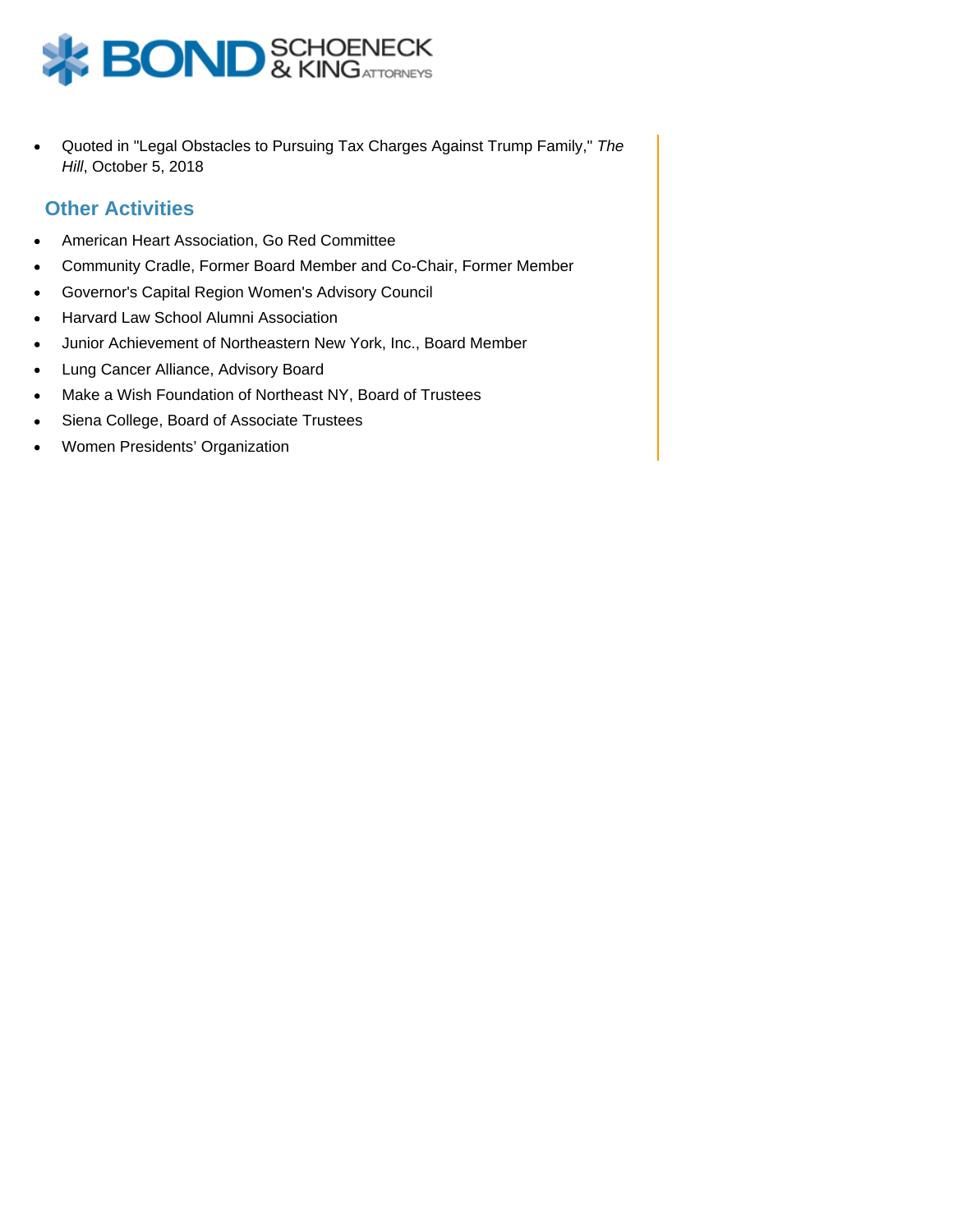- Quoted in "Legal Obstacles to Pursuing Tax Charges Against Trump Family," *The Hill*, October 5, 2018

## Other Activities

- American Heart Association, Go Red Committee
- Community Cradle, Former Board Member and Co-Chair, Former Member
- Governor's Capital Region Women's Advisory Council
- Harvard Law School Alumni Association
- Junior Achievement of Northeastern New York, Inc., Board Member
- Lung Cancer Alliance, Advisory Board
- Make a Wish Foundation of Northeast NY, Board of Trustees
- Siena College, Board of Associate Trustees
- Women Presidents' Organization